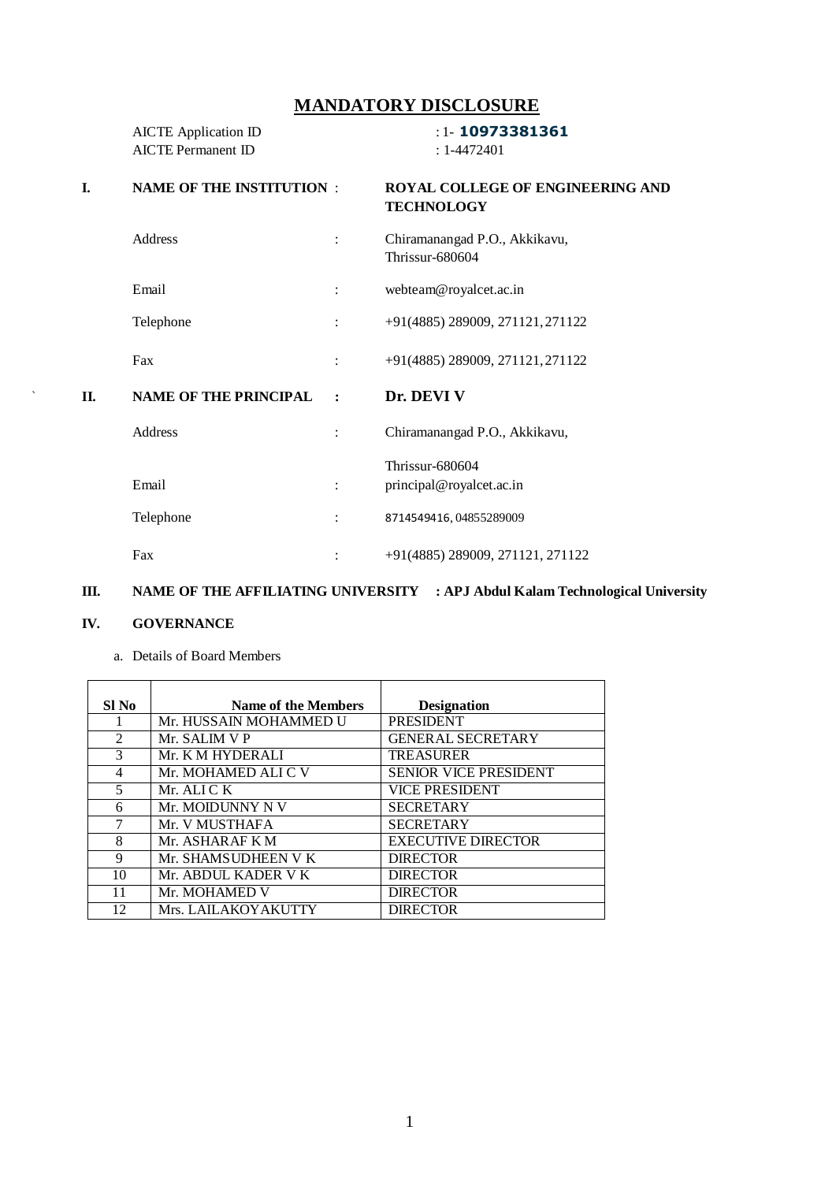# MANDATORY DISCLOSURE

AICTE Application ID : 1- **10973381361**
AICTE Permanent ID : 1-4472401

**I. NAME OF THE INSTITUTION** : **ROYAL COLLEGE OF ENGINEERING AND TECHNOLOGY**

Address : Chiramanangad P.O., Akkikavu, Thrissur-680604

Email : webteam@royalcet.ac.in

Telephone : +91(4885) 289009, 271121, 271122

Fax : +91(4885) 289009, 271121, 271122

**II. NAME OF THE PRINCIPAL** : **Dr. DEVI V**

Address : Chiramanangad P.O., Akkikavu, Thrissur-680604

Email : principal@royalcet.ac.in

Telephone : 8714549416, 04855289009

Fax : +91(4885) 289009, 271121, 271122

**III. NAME OF THE AFFILIATING UNIVERSITY : APJ Abdul Kalam Technological University**

**IV. GOVERNANCE**

a. Details of Board Members

| Sl No | Name of the Members | Designation |
|---|---|---|
| 1 | Mr. HUSSAIN MOHAMMED U | PRESIDENT |
| 2 | Mr. SALIM V P | GENERAL SECRETARY |
| 3 | Mr. K M HYDERALI | TREASURER |
| 4 | Mr. MOHAMED ALI C V | SENIOR VICE PRESIDENT |
| 5 | Mr. ALI C K | VICE PRESIDENT |
| 6 | Mr. MOIDUNNY N V | SECRETARY |
| 7 | Mr. V MUSTHAFA | SECRETARY |
| 8 | Mr. ASHARAF K M | EXECUTIVE DIRECTOR |
| 9 | Mr. SHAMSUDHEEN V K | DIRECTOR |
| 10 | Mr. ABDUL KADER V K | DIRECTOR |
| 11 | Mr. MOHAMED V | DIRECTOR |
| 12 | Mrs. LAILAKOYAKUTTY | DIRECTOR |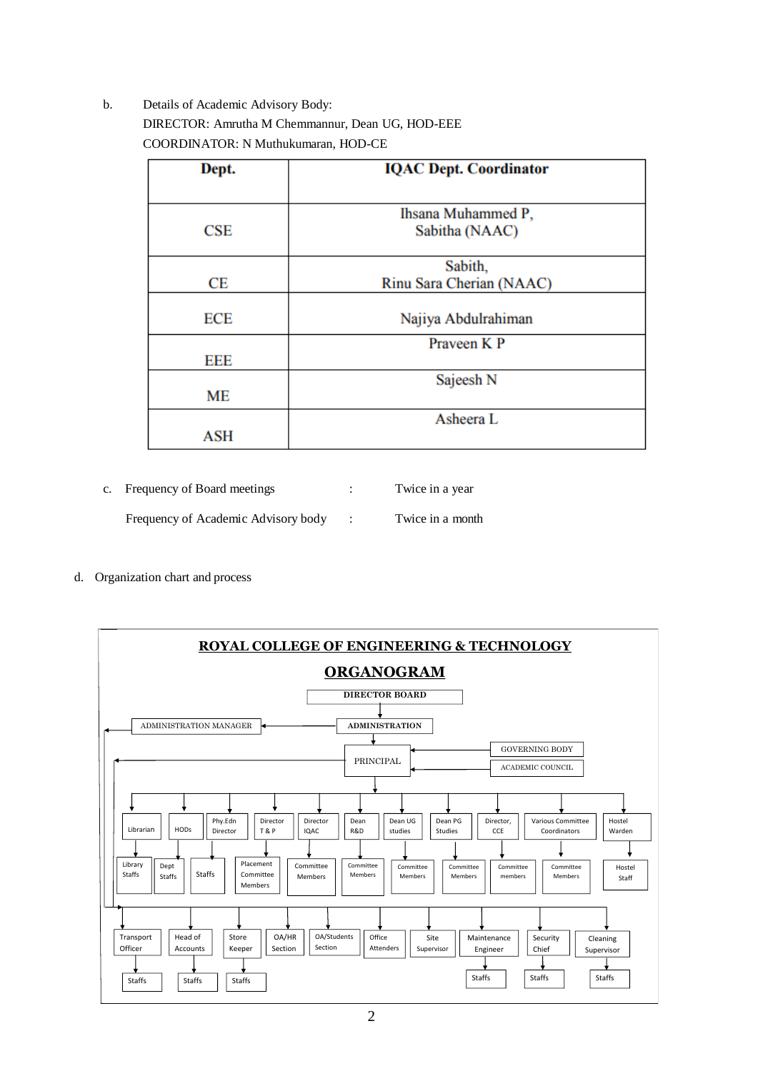b. Details of Academic Advisory Body:

DIRECTOR: Amrutha M Chemmannur, Dean UG, HOD-EEE

COORDINATOR: N Muthukumaran, HOD-CE

| Dept. | IQAC Dept. Coordinator |
|---|---|
| CSE | Ihsana Muhammed P, Sabitha (NAAC) |
| CE | Sabith, Rinu Sara Cherian (NAAC) |
| ECE | Najiya Abdulrahiman |
| EEE | Praveen K P |
| ME | Sajeesh N |
| ASH | Asheera L |

c. Frequency of Board meetings : Twice in a year

Frequency of Academic Advisory body : Twice in a month

d. Organization chart and process

**ROYAL COLLEGE OF ENGINEERING & TECHNOLOGY**

**ORGANOGRAM**

- DIRECTOR BOARD
  - ADMINISTRATION
    - ADMINISTRATION MANAGER
      - Transport Officer → Staffs
      - Head of Accounts → Staffs
      - Store Keeper → Staffs
      - OA/HR Section
      - OA/Students Section
      - Office Attenders
      - Site Supervisor
      - Maintenance Engineer → Staffs
      - Security Chief → Staffs
      - Cleaning Supervisor → Staffs
    - PRINCIPAL (GOVERNING BODY, ACADEMIC COUNCIL)
      - Librarian → Library Staffs
      - HODs → Dept Staffs
      - Phy.Edn Director → Staffs
      - Director T & P → Placement Committee Members
      - Director IQAC → Committee Members
      - Dean R&D → Committee Members
      - Dean UG studies → Committee Members
      - Dean PG Studies → Committee Members
      - Director, CCE → Committee members
      - Various Committee Coordinators → Committee Members
      - Hostel Warden → Hostel Staff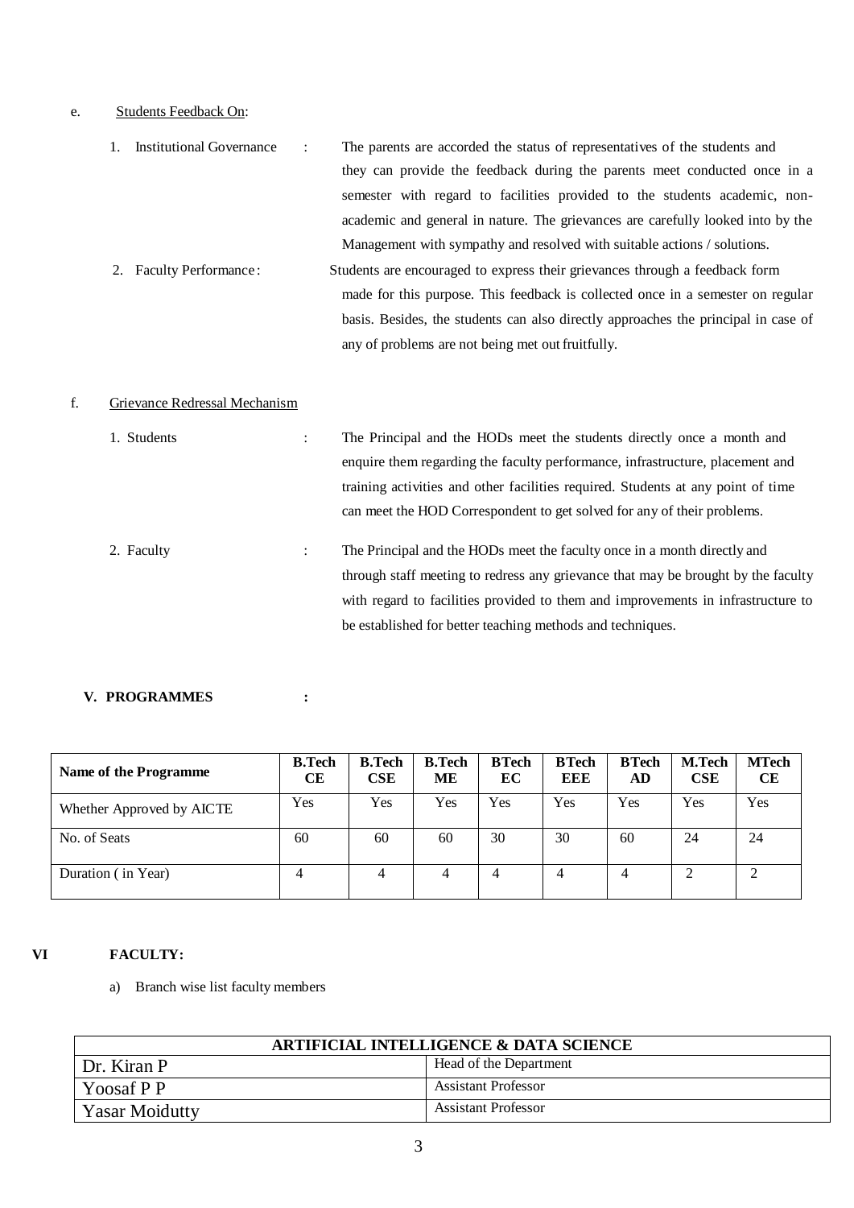e. Students Feedback On:

1. Institutional Governance : The parents are accorded the status of representatives of the students and they can provide the feedback during the parents meet conducted once in a semester with regard to facilities provided to the students academic, non-academic and general in nature. The grievances are carefully looked into by the Management with sympathy and resolved with suitable actions / solutions.

2. Faculty Performance : Students are encouraged to express their grievances through a feedback form made for this purpose. This feedback is collected once in a semester on regular basis. Besides, the students can also directly approaches the principal in case of any of problems are not being met out fruitfully.

f. Grievance Redressal Mechanism

1. Students : The Principal and the HODs meet the students directly once a month and enquire them regarding the faculty performance, infrastructure, placement and training activities and other facilities required. Students at any point of time can meet the HOD Correspondent to get solved for any of their problems.

2. Faculty : The Principal and the HODs meet the faculty once in a month directly and through staff meeting to redress any grievance that may be brought by the faculty with regard to facilities provided to them and improvements in infrastructure to be established for better teaching methods and techniques.

## V. PROGRAMMES :

| Name of the Programme | B.Tech CE | B.Tech CSE | B.Tech ME | BTech EC | BTech EEE | BTech AD | M.Tech CSE | MTech CE |
|---|---|---|---|---|---|---|---|---|
| Whether Approved by AICTE | Yes | Yes | Yes | Yes | Yes | Yes | Yes | Yes |
| No. of Seats | 60 | 60 | 60 | 30 | 30 | 60 | 24 | 24 |
| Duration ( in Year) | 4 | 4 | 4 | 4 | 4 | 4 | 2 | 2 |

## VI FACULTY:

a) Branch wise list faculty members

| ARTIFICIAL INTELLIGENCE & DATA SCIENCE | |
|---|---|
| Dr. Kiran P | Head of the Department |
| Yoosaf P P | Assistant Professor |
| Yasar Moidutty | Assistant Professor |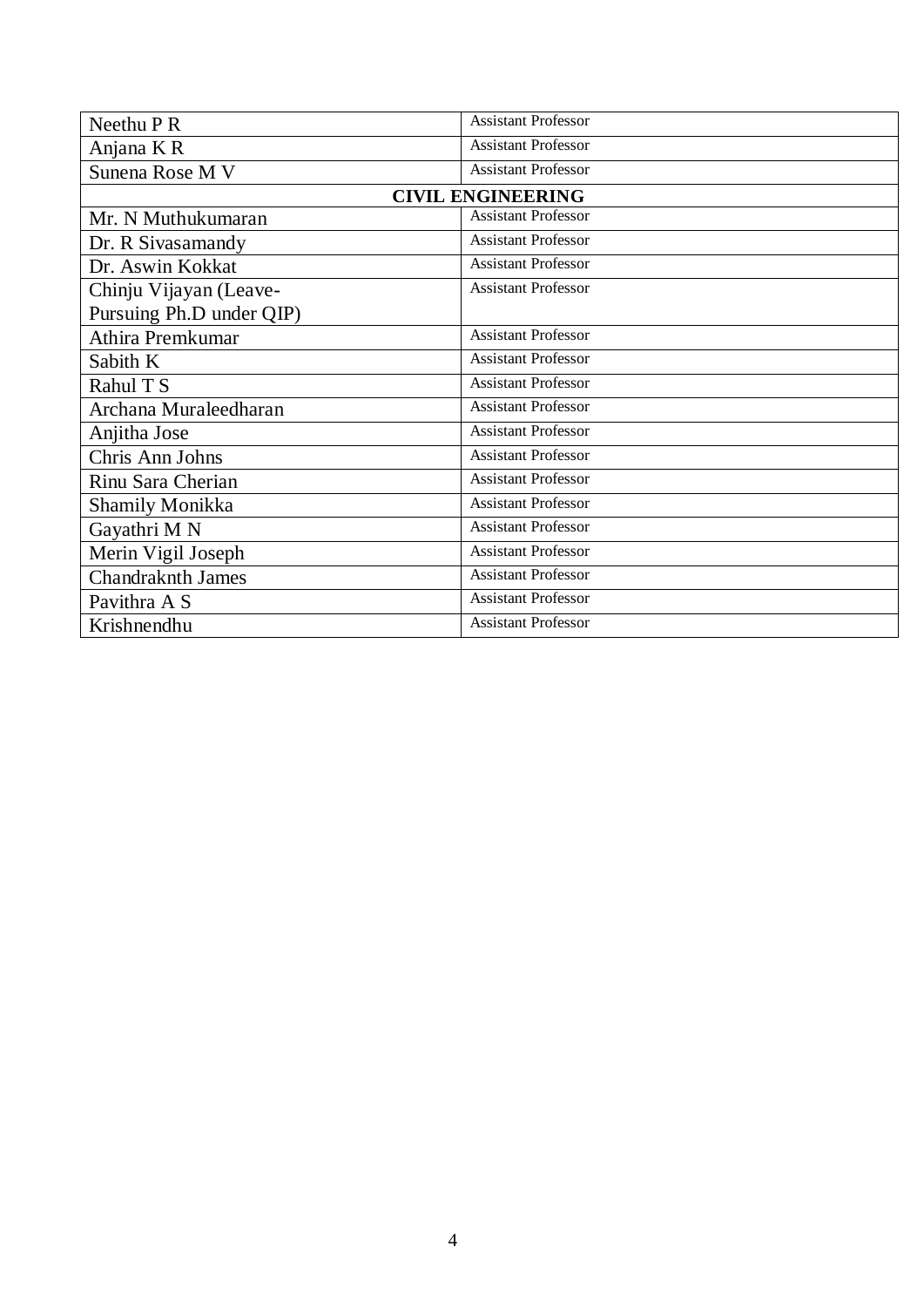| | |
|---|---|
| Neethu P R | Assistant Professor |
| Anjana K R | Assistant Professor |
| Sunena Rose M V | Assistant Professor |
| **CIVIL ENGINEERING** | |
| Mr. N Muthukumaran | Assistant Professor |
| Dr. R Sivasamandy | Assistant Professor |
| Dr. Aswin Kokkat | Assistant Professor |
| Chinju Vijayan (Leave-Pursuing Ph.D under QIP) | Assistant Professor |
| Athira Premkumar | Assistant Professor |
| Sabith K | Assistant Professor |
| Rahul T S | Assistant Professor |
| Archana Muraleedharan | Assistant Professor |
| Anjitha Jose | Assistant Professor |
| Chris Ann Johns | Assistant Professor |
| Rinu Sara Cherian | Assistant Professor |
| Shamily Monikka | Assistant Professor |
| Gayathri M N | Assistant Professor |
| Merin Vigil Joseph | Assistant Professor |
| Chandraknth James | Assistant Professor |
| Pavithra A S | Assistant Professor |
| Krishnendhu | Assistant Professor |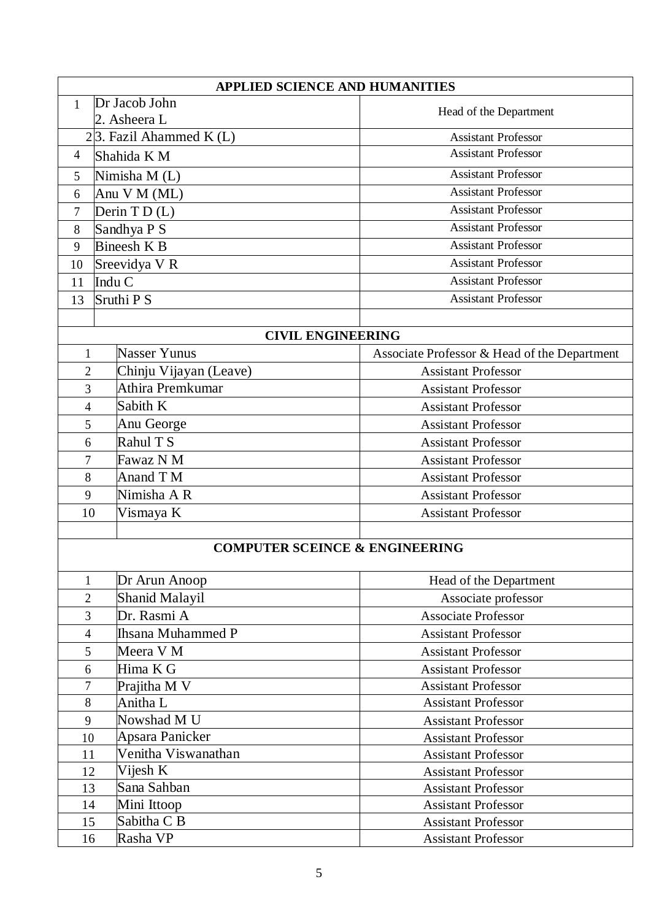| APPLIED SCIENCE AND HUMANITIES | | |
|---|---|---|
| 1 | Dr Jacob John<br>2. Asheera L | Head of the Department |
| 2 | 3. Fazil Ahammed K (L) | Assistant Professor |
| 4 | Shahida K M | Assistant Professor |
| 5 | Nimisha M (L) | Assistant Professor |
| 6 | Anu V M (ML) | Assistant Professor |
| 7 | Derin T D (L) | Assistant Professor |
| 8 | Sandhya P S | Assistant Professor |
| 9 | Bineesh K B | Assistant Professor |
| 10 | Sreevidya V R | Assistant Professor |
| 11 | Indu C | Assistant Professor |
| 13 | Sruthi P S | Assistant Professor |
| | | |

| CIVIL ENGINEERING | | |
|---|---|---|
| 1 | Nasser Yunus | Associate Professor & Head of the Department |
| 2 | Chinju Vijayan (Leave) | Assistant Professor |
| 3 | Athira Premkumar | Assistant Professor |
| 4 | Sabith K | Assistant Professor |
| 5 | Anu George | Assistant Professor |
| 6 | Rahul T S | Assistant Professor |
| 7 | Fawaz N M | Assistant Professor |
| 8 | Anand T M | Assistant Professor |
| 9 | Nimisha A R | Assistant Professor |
| 10 | Vismaya K | Assistant Professor |
| | | |

| COMPUTER SCEINCE & ENGINEERING | | |
|---|---|---|
| 1 | Dr Arun Anoop | Head of the Department |
| 2 | Shanid Malayil | Associate professor |
| 3 | Dr. Rasmi A | Associate Professor |
| 4 | Ihsana Muhammed P | Assistant Professor |
| 5 | Meera V M | Assistant Professor |
| 6 | Hima K G | Assistant Professor |
| 7 | Prajitha M V | Assistant Professor |
| 8 | Anitha L | Assistant Professor |
| 9 | Nowshad M U | Assistant Professor |
| 10 | Apsara Panicker | Assistant Professor |
| 11 | Venitha Viswanathan | Assistant Professor |
| 12 | Vijesh K | Assistant Professor |
| 13 | Sana Sahban | Assistant Professor |
| 14 | Mini Ittoop | Assistant Professor |
| 15 | Sabitha C B | Assistant Professor |
| 16 | Rasha VP | Assistant Professor |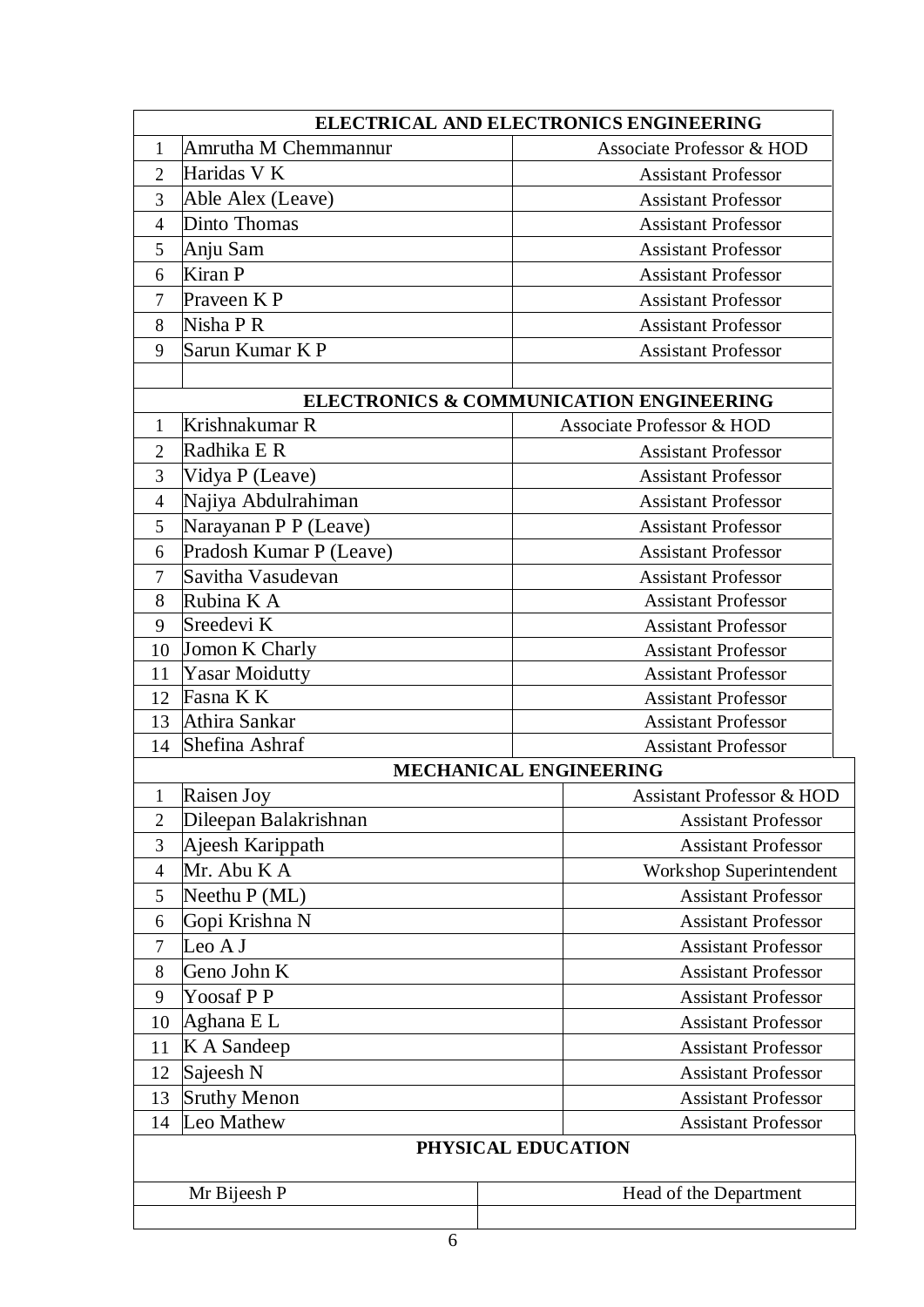| | ELECTRICAL AND ELECTRONICS ENGINEERING | |
|---|---|---|
| 1 | Amrutha M Chemmannur | Associate Professor & HOD |
| 2 | Haridas V K | Assistant Professor |
| 3 | Able Alex (Leave) | Assistant Professor |
| 4 | Dinto Thomas | Assistant Professor |
| 5 | Anju Sam | Assistant Professor |
| 6 | Kiran P | Assistant Professor |
| 7 | Praveen K P | Assistant Professor |
| 8 | Nisha P R | Assistant Professor |
| 9 | Sarun Kumar K P | Assistant Professor |
| | | |
| | **ELECTRONICS & COMMUNICATION ENGINEERING** | |
| 1 | Krishnakumar R | Associate Professor & HOD |
| 2 | Radhika E R | Assistant Professor |
| 3 | Vidya P (Leave) | Assistant Professor |
| 4 | Najiya Abdulrahiman | Assistant Professor |
| 5 | Narayanan P P (Leave) | Assistant Professor |
| 6 | Pradosh Kumar P (Leave) | Assistant Professor |
| 7 | Savitha Vasudevan | Assistant Professor |
| 8 | Rubina K A | Assistant Professor |
| 9 | Sreedevi K | Assistant Professor |
| 10 | Jomon K Charly | Assistant Professor |
| 11 | Yasar Moidutty | Assistant Professor |
| 12 | Fasna K K | Assistant Professor |
| 13 | Athira Sankar | Assistant Professor |
| 14 | Shefina Ashraf | Assistant Professor |
| | **MECHANICAL ENGINEERING** | |
| 1 | Raisen Joy | Assistant Professor & HOD |
| 2 | Dileepan Balakrishnan | Assistant Professor |
| 3 | Ajeesh Karippath | Assistant Professor |
| 4 | Mr. Abu K A | Workshop Superintendent |
| 5 | Neethu P (ML) | Assistant Professor |
| 6 | Gopi Krishna N | Assistant Professor |
| 7 | Leo A J | Assistant Professor |
| 8 | Geno John K | Assistant Professor |
| 9 | Yoosaf P P | Assistant Professor |
| 10 | Aghana E L | Assistant Professor |
| 11 | K A Sandeep | Assistant Professor |
| 12 | Sajeesh N | Assistant Professor |
| 13 | Sruthy Menon | Assistant Professor |
| 14 | Leo Mathew | Assistant Professor |
| | **PHYSICAL EDUCATION** | |
| | Mr Bijeesh P | Head of the Department |
| | | |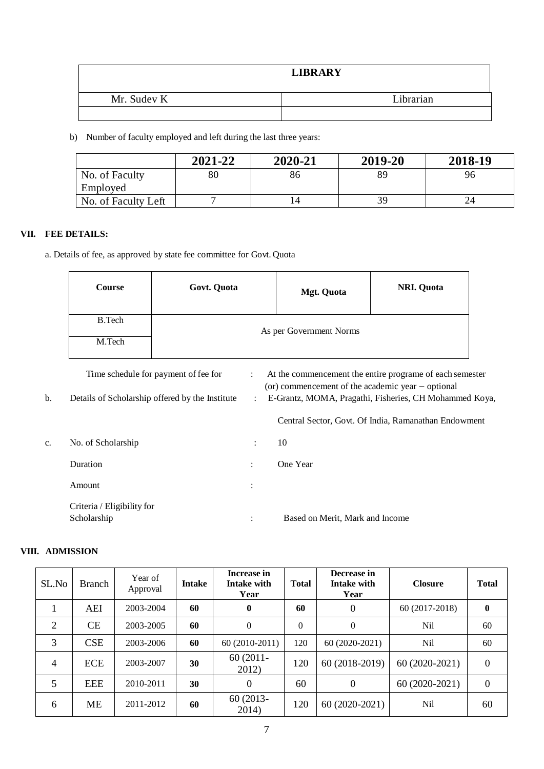| LIBRARY | |
|---|---|
| Mr. Sudev K | Librarian |
| | |

b) Number of faculty employed and left during the last three years:

| | 2021-22 | 2020-21 | 2019-20 | 2018-19 |
|---|---|---|---|---|
| No. of Faculty Employed | 80 | 86 | 89 | 96 |
| No. of Faculty Left | 7 | 14 | 39 | 24 |

## VII. FEE DETAILS:

a. Details of fee, as approved by state fee committee for Govt. Quota

| Course | Govt. Quota | Mgt. Quota | NRI. Quota |
|---|---|---|---|
| B.Tech | As per Government Norms | | |
| M.Tech | | | |

Time schedule for payment of fee for : At the commencement the entire programe of each semester (or) commencement of the academic year – optional

b. Details of Scholarship offered by the Institute : E-Grantz, MOMA, Pragathi, Fisheries, CH Mohammed Koya, Central Sector, Govt. Of India, Ramanathan Endowment

c. No. of Scholarship : 10

Duration : One Year

Amount :

Criteria / Eligibility for Scholarship : Based on Merit, Mark and Income

## VIII. ADMISSION

| SL.No | Branch | Year of Approval | Intake | Increase in Intake with Year | Total | Decrease in Intake with Year | Closure | Total |
|---|---|---|---|---|---|---|---|---|
| 1 | AEI | 2003-2004 | **60** | **0** | **60** | 0 | 60 (2017-2018) | **0** |
| 2 | CE | 2003-2005 | **60** | 0 | 0 | 0 | Nil | 60 |
| 3 | CSE | 2003-2006 | **60** | 60 (2010-2011) | 120 | 60 (2020-2021) | Nil | 60 |
| 4 | ECE | 2003-2007 | **30** | 60 (2011-2012) | 120 | 60 (2018-2019) | 60 (2020-2021) | 0 |
| 5 | EEE | 2010-2011 | **30** | 0 | 60 | 0 | 60 (2020-2021) | 0 |
| 6 | ME | 2011-2012 | **60** | 60 (2013-2014) | 120 | 60 (2020-2021) | Nil | 60 |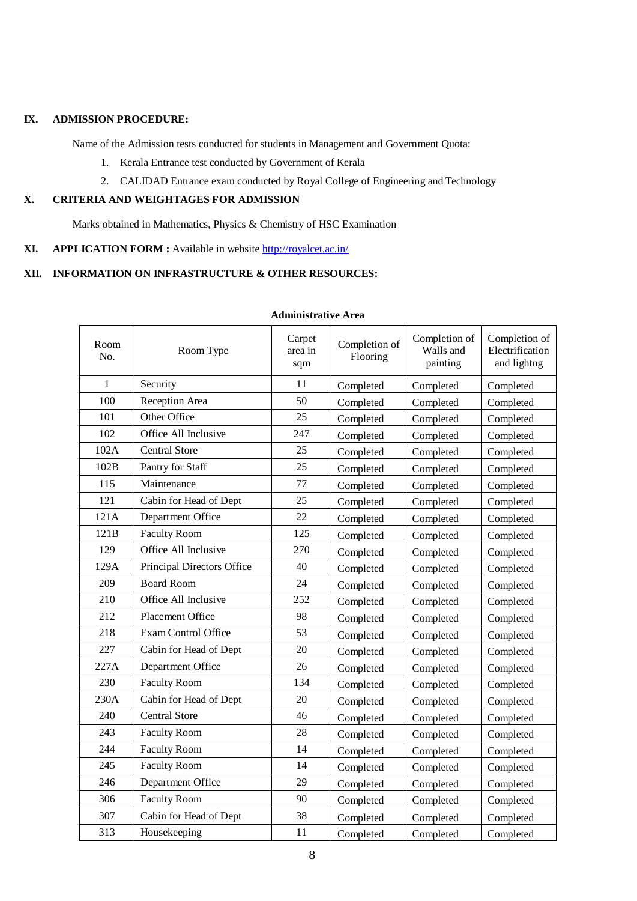## IX. ADMISSION PROCEDURE:

Name of the Admission tests conducted for students in Management and Government Quota:

1. Kerala Entrance test conducted by Government of Kerala
2. CALIDAD Entrance exam conducted by Royal College of Engineering and Technology

## X. CRITERIA AND WEIGHTAGES FOR ADMISSION

Marks obtained in Mathematics, Physics & Chemistry of HSC Examination

## XI. APPLICATION FORM : Available in website http://royalcet.ac.in/

## XII. INFORMATION ON INFRASTRUCTURE & OTHER RESOURCES:

**Administrative Area**

| Room No. | Room Type | Carpet area in sqm | Completion of Flooring | Completion of Walls and painting | Completion of Electrification and lightng |
|---|---|---|---|---|---|
| 1 | Security | 11 | Completed | Completed | Completed |
| 100 | Reception Area | 50 | Completed | Completed | Completed |
| 101 | Other Office | 25 | Completed | Completed | Completed |
| 102 | Office All Inclusive | 247 | Completed | Completed | Completed |
| 102A | Central Store | 25 | Completed | Completed | Completed |
| 102B | Pantry for Staff | 25 | Completed | Completed | Completed |
| 115 | Maintenance | 77 | Completed | Completed | Completed |
| 121 | Cabin for Head of Dept | 25 | Completed | Completed | Completed |
| 121A | Department Office | 22 | Completed | Completed | Completed |
| 121B | Faculty Room | 125 | Completed | Completed | Completed |
| 129 | Office All Inclusive | 270 | Completed | Completed | Completed |
| 129A | Principal Directors Office | 40 | Completed | Completed | Completed |
| 209 | Board Room | 24 | Completed | Completed | Completed |
| 210 | Office All Inclusive | 252 | Completed | Completed | Completed |
| 212 | Placement Office | 98 | Completed | Completed | Completed |
| 218 | Exam Control Office | 53 | Completed | Completed | Completed |
| 227 | Cabin for Head of Dept | 20 | Completed | Completed | Completed |
| 227A | Department Office | 26 | Completed | Completed | Completed |
| 230 | Faculty Room | 134 | Completed | Completed | Completed |
| 230A | Cabin for Head of Dept | 20 | Completed | Completed | Completed |
| 240 | Central Store | 46 | Completed | Completed | Completed |
| 243 | Faculty Room | 28 | Completed | Completed | Completed |
| 244 | Faculty Room | 14 | Completed | Completed | Completed |
| 245 | Faculty Room | 14 | Completed | Completed | Completed |
| 246 | Department Office | 29 | Completed | Completed | Completed |
| 306 | Faculty Room | 90 | Completed | Completed | Completed |
| 307 | Cabin for Head of Dept | 38 | Completed | Completed | Completed |
| 313 | Housekeeping | 11 | Completed | Completed | Completed |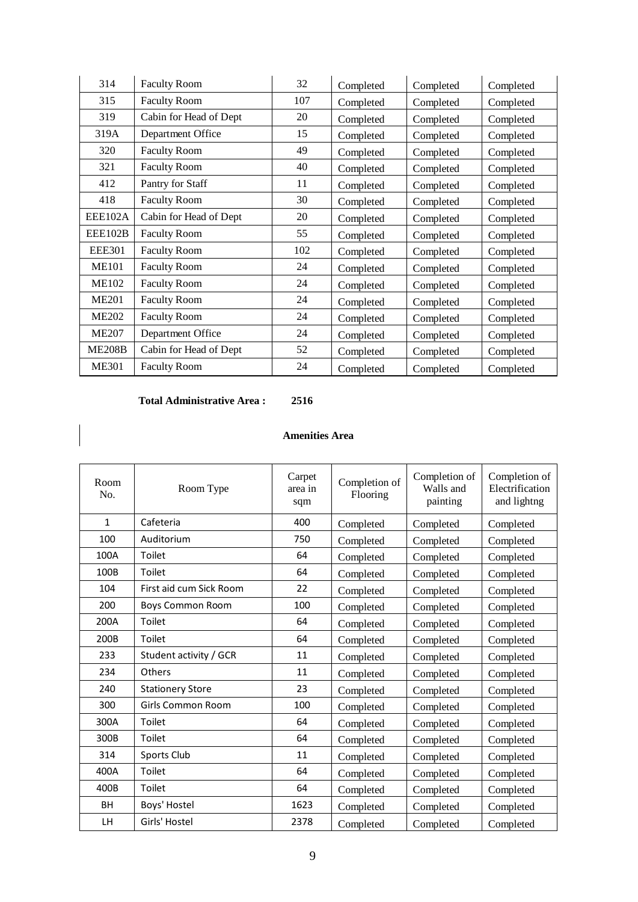| 314 | Faculty Room | 32 | Completed | Completed | Completed |
|---|---|---|---|---|---|
| 315 | Faculty Room | 107 | Completed | Completed | Completed |
| 319 | Cabin for Head of Dept | 20 | Completed | Completed | Completed |
| 319A | Department Office | 15 | Completed | Completed | Completed |
| 320 | Faculty Room | 49 | Completed | Completed | Completed |
| 321 | Faculty Room | 40 | Completed | Completed | Completed |
| 412 | Pantry for Staff | 11 | Completed | Completed | Completed |
| 418 | Faculty Room | 30 | Completed | Completed | Completed |
| EEE102A | Cabin for Head of Dept | 20 | Completed | Completed | Completed |
| EEE102B | Faculty Room | 55 | Completed | Completed | Completed |
| EEE301 | Faculty Room | 102 | Completed | Completed | Completed |
| ME101 | Faculty Room | 24 | Completed | Completed | Completed |
| ME102 | Faculty Room | 24 | Completed | Completed | Completed |
| ME201 | Faculty Room | 24 | Completed | Completed | Completed |
| ME202 | Faculty Room | 24 | Completed | Completed | Completed |
| ME207 | Department Office | 24 | Completed | Completed | Completed |
| ME208B | Cabin for Head of Dept | 52 | Completed | Completed | Completed |
| ME301 | Faculty Room | 24 | Completed | Completed | Completed |

**Total Administrative Area : 2516**

**Amenities Area**

| Room No. | Room Type | Carpet area in sqm | Completion of Flooring | Completion of Walls and painting | Completion of Electrification and lightng |
|---|---|---|---|---|---|
| 1 | Cafeteria | 400 | Completed | Completed | Completed |
| 100 | Auditorium | 750 | Completed | Completed | Completed |
| 100A | Toilet | 64 | Completed | Completed | Completed |
| 100B | Toilet | 64 | Completed | Completed | Completed |
| 104 | First aid cum Sick Room | 22 | Completed | Completed | Completed |
| 200 | Boys Common Room | 100 | Completed | Completed | Completed |
| 200A | Toilet | 64 | Completed | Completed | Completed |
| 200B | Toilet | 64 | Completed | Completed | Completed |
| 233 | Student activity / GCR | 11 | Completed | Completed | Completed |
| 234 | Others | 11 | Completed | Completed | Completed |
| 240 | Stationery Store | 23 | Completed | Completed | Completed |
| 300 | Girls Common Room | 100 | Completed | Completed | Completed |
| 300A | Toilet | 64 | Completed | Completed | Completed |
| 300B | Toilet | 64 | Completed | Completed | Completed |
| 314 | Sports Club | 11 | Completed | Completed | Completed |
| 400A | Toilet | 64 | Completed | Completed | Completed |
| 400B | Toilet | 64 | Completed | Completed | Completed |
| BH | Boys' Hostel | 1623 | Completed | Completed | Completed |
| LH | Girls' Hostel | 2378 | Completed | Completed | Completed |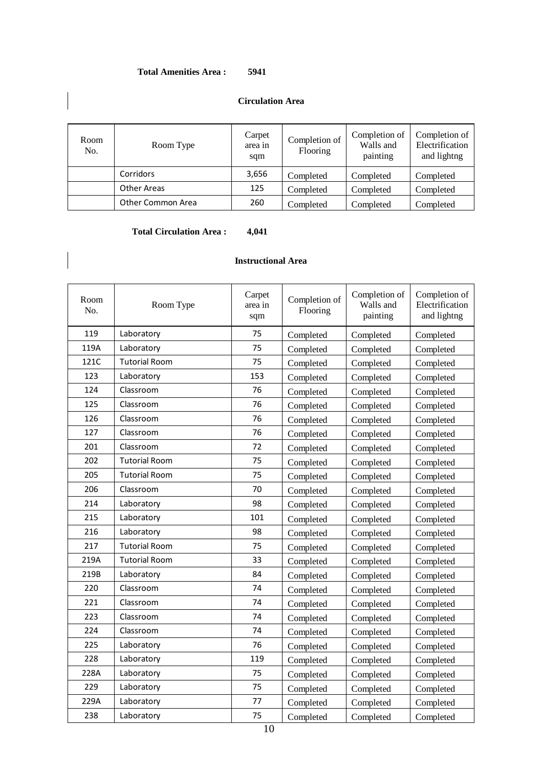**Total Amenities Area : 5941**

### Circulation Area

| Room No. | Room Type | Carpet area in sqm | Completion of Flooring | Completion of Walls and painting | Completion of Electrification and lightng |
|---|---|---|---|---|---|
| | Corridors | 3,656 | Completed | Completed | Completed |
| | Other Areas | 125 | Completed | Completed | Completed |
| | Other Common Area | 260 | Completed | Completed | Completed |

**Total Circulation Area : 4,041**

### Instructional Area

| Room No. | Room Type | Carpet area in sqm | Completion of Flooring | Completion of Walls and painting | Completion of Electrification and lightng |
|---|---|---|---|---|---|
| 119 | Laboratory | 75 | Completed | Completed | Completed |
| 119A | Laboratory | 75 | Completed | Completed | Completed |
| 121C | Tutorial Room | 75 | Completed | Completed | Completed |
| 123 | Laboratory | 153 | Completed | Completed | Completed |
| 124 | Classroom | 76 | Completed | Completed | Completed |
| 125 | Classroom | 76 | Completed | Completed | Completed |
| 126 | Classroom | 76 | Completed | Completed | Completed |
| 127 | Classroom | 76 | Completed | Completed | Completed |
| 201 | Classroom | 72 | Completed | Completed | Completed |
| 202 | Tutorial Room | 75 | Completed | Completed | Completed |
| 205 | Tutorial Room | 75 | Completed | Completed | Completed |
| 206 | Classroom | 70 | Completed | Completed | Completed |
| 214 | Laboratory | 98 | Completed | Completed | Completed |
| 215 | Laboratory | 101 | Completed | Completed | Completed |
| 216 | Laboratory | 98 | Completed | Completed | Completed |
| 217 | Tutorial Room | 75 | Completed | Completed | Completed |
| 219A | Tutorial Room | 33 | Completed | Completed | Completed |
| 219B | Laboratory | 84 | Completed | Completed | Completed |
| 220 | Classroom | 74 | Completed | Completed | Completed |
| 221 | Classroom | 74 | Completed | Completed | Completed |
| 223 | Classroom | 74 | Completed | Completed | Completed |
| 224 | Classroom | 74 | Completed | Completed | Completed |
| 225 | Laboratory | 76 | Completed | Completed | Completed |
| 228 | Laboratory | 119 | Completed | Completed | Completed |
| 228A | Laboratory | 75 | Completed | Completed | Completed |
| 229 | Laboratory | 75 | Completed | Completed | Completed |
| 229A | Laboratory | 77 | Completed | Completed | Completed |
| 238 | Laboratory | 75 | Completed | Completed | Completed |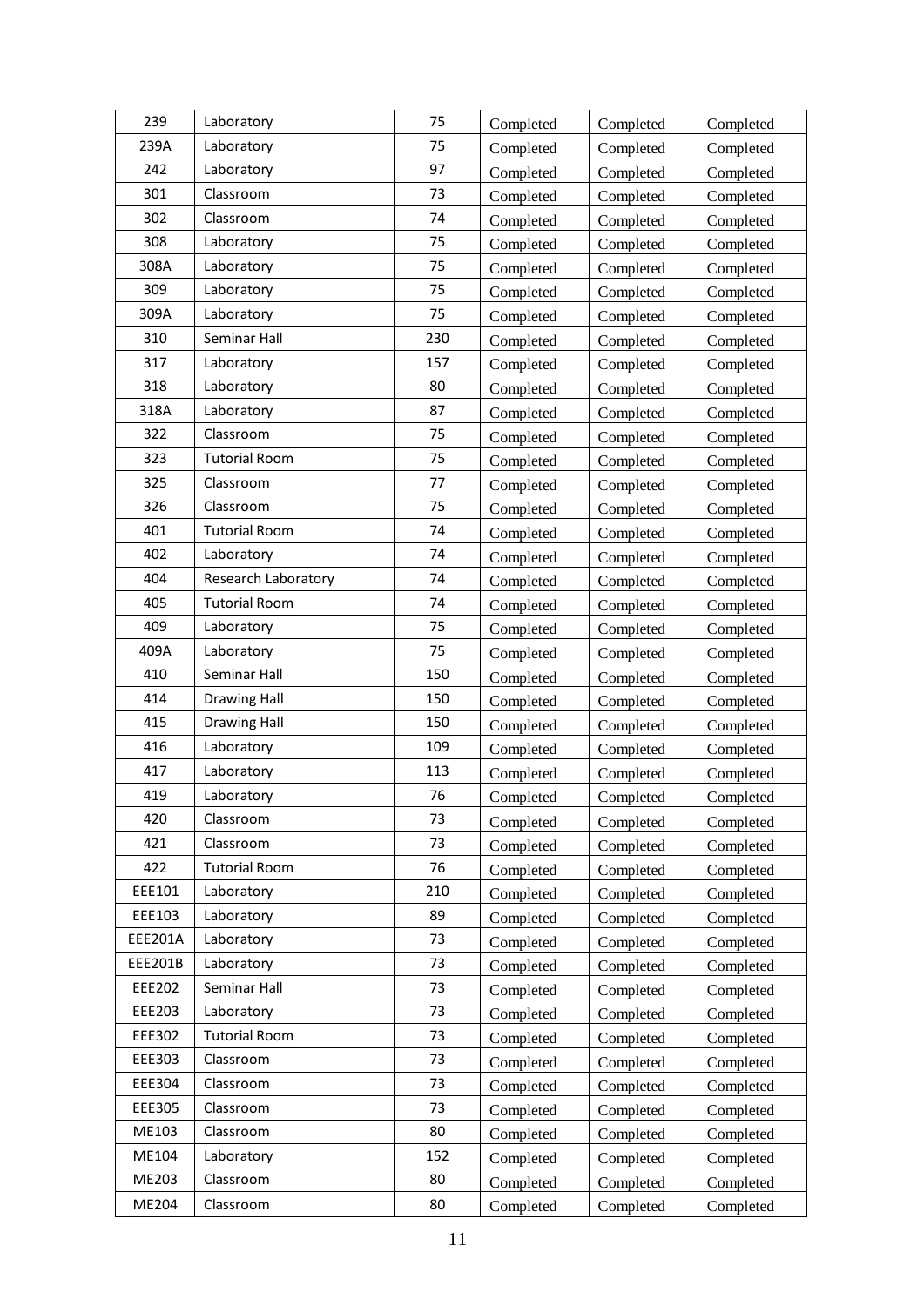| | | | | | |
|---|---|---|---|---|---|
| 239 | Laboratory | 75 | Completed | Completed | Completed |
| 239A | Laboratory | 75 | Completed | Completed | Completed |
| 242 | Laboratory | 97 | Completed | Completed | Completed |
| 301 | Classroom | 73 | Completed | Completed | Completed |
| 302 | Classroom | 74 | Completed | Completed | Completed |
| 308 | Laboratory | 75 | Completed | Completed | Completed |
| 308A | Laboratory | 75 | Completed | Completed | Completed |
| 309 | Laboratory | 75 | Completed | Completed | Completed |
| 309A | Laboratory | 75 | Completed | Completed | Completed |
| 310 | Seminar Hall | 230 | Completed | Completed | Completed |
| 317 | Laboratory | 157 | Completed | Completed | Completed |
| 318 | Laboratory | 80 | Completed | Completed | Completed |
| 318A | Laboratory | 87 | Completed | Completed | Completed |
| 322 | Classroom | 75 | Completed | Completed | Completed |
| 323 | Tutorial Room | 75 | Completed | Completed | Completed |
| 325 | Classroom | 77 | Completed | Completed | Completed |
| 326 | Classroom | 75 | Completed | Completed | Completed |
| 401 | Tutorial Room | 74 | Completed | Completed | Completed |
| 402 | Laboratory | 74 | Completed | Completed | Completed |
| 404 | Research Laboratory | 74 | Completed | Completed | Completed |
| 405 | Tutorial Room | 74 | Completed | Completed | Completed |
| 409 | Laboratory | 75 | Completed | Completed | Completed |
| 409A | Laboratory | 75 | Completed | Completed | Completed |
| 410 | Seminar Hall | 150 | Completed | Completed | Completed |
| 414 | Drawing Hall | 150 | Completed | Completed | Completed |
| 415 | Drawing Hall | 150 | Completed | Completed | Completed |
| 416 | Laboratory | 109 | Completed | Completed | Completed |
| 417 | Laboratory | 113 | Completed | Completed | Completed |
| 419 | Laboratory | 76 | Completed | Completed | Completed |
| 420 | Classroom | 73 | Completed | Completed | Completed |
| 421 | Classroom | 73 | Completed | Completed | Completed |
| 422 | Tutorial Room | 76 | Completed | Completed | Completed |
| EEE101 | Laboratory | 210 | Completed | Completed | Completed |
| EEE103 | Laboratory | 89 | Completed | Completed | Completed |
| EEE201A | Laboratory | 73 | Completed | Completed | Completed |
| EEE201B | Laboratory | 73 | Completed | Completed | Completed |
| EEE202 | Seminar Hall | 73 | Completed | Completed | Completed |
| EEE203 | Laboratory | 73 | Completed | Completed | Completed |
| EEE302 | Tutorial Room | 73 | Completed | Completed | Completed |
| EEE303 | Classroom | 73 | Completed | Completed | Completed |
| EEE304 | Classroom | 73 | Completed | Completed | Completed |
| EEE305 | Classroom | 73 | Completed | Completed | Completed |
| ME103 | Classroom | 80 | Completed | Completed | Completed |
| ME104 | Laboratory | 152 | Completed | Completed | Completed |
| ME203 | Classroom | 80 | Completed | Completed | Completed |
| ME204 | Classroom | 80 | Completed | Completed | Completed |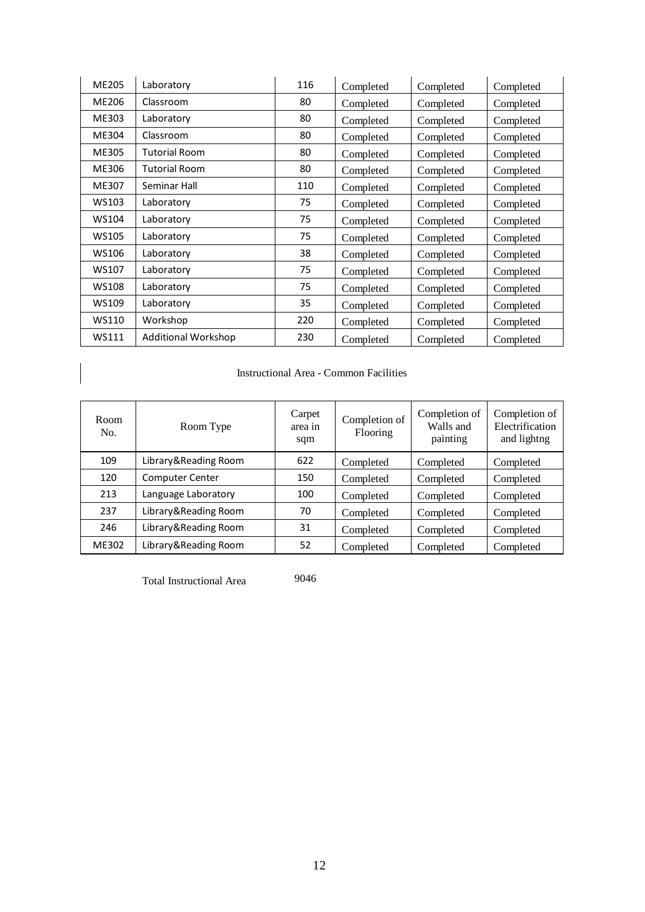| | | | | | |
|---|---|---|---|---|---|
| ME205 | Laboratory | 116 | Completed | Completed | Completed |
| ME206 | Classroom | 80 | Completed | Completed | Completed |
| ME303 | Laboratory | 80 | Completed | Completed | Completed |
| ME304 | Classroom | 80 | Completed | Completed | Completed |
| ME305 | Tutorial Room | 80 | Completed | Completed | Completed |
| ME306 | Tutorial Room | 80 | Completed | Completed | Completed |
| ME307 | Seminar Hall | 110 | Completed | Completed | Completed |
| WS103 | Laboratory | 75 | Completed | Completed | Completed |
| WS104 | Laboratory | 75 | Completed | Completed | Completed |
| WS105 | Laboratory | 75 | Completed | Completed | Completed |
| WS106 | Laboratory | 38 | Completed | Completed | Completed |
| WS107 | Laboratory | 75 | Completed | Completed | Completed |
| WS108 | Laboratory | 75 | Completed | Completed | Completed |
| WS109 | Laboratory | 35 | Completed | Completed | Completed |
| WS110 | Workshop | 220 | Completed | Completed | Completed |
| WS111 | Additional Workshop | 230 | Completed | Completed | Completed |

Instructional Area - Common Facilities

| Room No. | Room Type | Carpet area in sqm | Completion of Flooring | Completion of Walls and painting | Completion of Electrification and lightng |
|---|---|---|---|---|---|
| 109 | Library&Reading Room | 622 | Completed | Completed | Completed |
| 120 | Computer Center | 150 | Completed | Completed | Completed |
| 213 | Language Laboratory | 100 | Completed | Completed | Completed |
| 237 | Library&Reading Room | 70 | Completed | Completed | Completed |
| 246 | Library&Reading Room | 31 | Completed | Completed | Completed |
| ME302 | Library&Reading Room | 52 | Completed | Completed | Completed |

Total Instructional Area 9046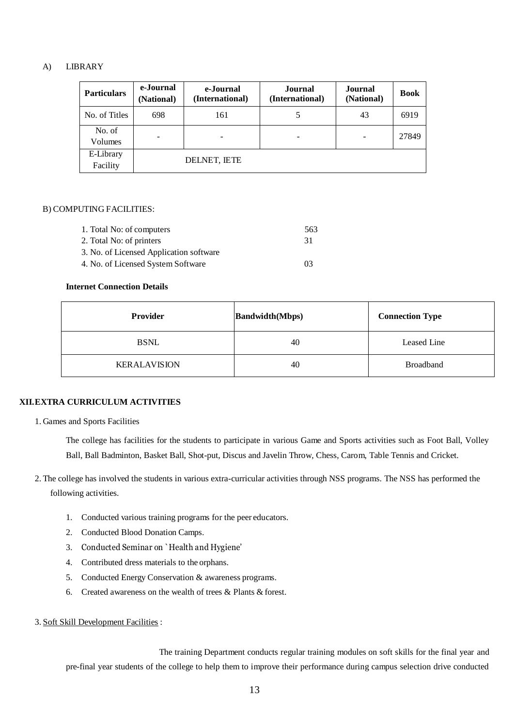A) LIBRARY

| Particulars | e-Journal (National) | e-Journal (International) | Journal (International) | Journal (National) | Book |
|---|---|---|---|---|---|
| No. of Titles | 698 | 161 | 5 | 43 | 6919 |
| No. of Volumes | - | - | - | - | 27849 |
| E-Library Facility | DELNET, IETE | | | | |

B) COMPUTING FACILITIES:

1. Total No: of computers 563
2. Total No: of printers 31
3. No. of Licensed Application software
4. No. of Licensed System Software 03

**Internet Connection Details**

| Provider | Bandwidth(Mbps) | Connection Type |
|---|---|---|
| BSNL | 40 | Leased Line |
| KERALAVISION | 40 | Broadband |

## XII. EXTRA CURRICULUM ACTIVITIES

1. Games and Sports Facilities

   The college has facilities for the students to participate in various Game and Sports activities such as Foot Ball, Volley Ball, Ball Badminton, Basket Ball, Shot-put, Discus and Javelin Throw, Chess, Carom, Table Tennis and Cricket.

2. The college has involved the students in various extra-curricular activities through NSS programs. The NSS has performed the following activities.

   1. Conducted various training programs for the peer educators.
   2. Conducted Blood Donation Camps.
   3. Conducted Seminar on `Health and Hygiene'
   4. Contributed dress materials to the orphans.
   5. Conducted Energy Conservation & awareness programs.
   6. Created awareness on the wealth of trees & Plants & forest.

3. Soft Skill Development Facilities :

   The training Department conducts regular training modules on soft skills for the final year and pre-final year students of the college to help them to improve their performance during campus selection drive conducted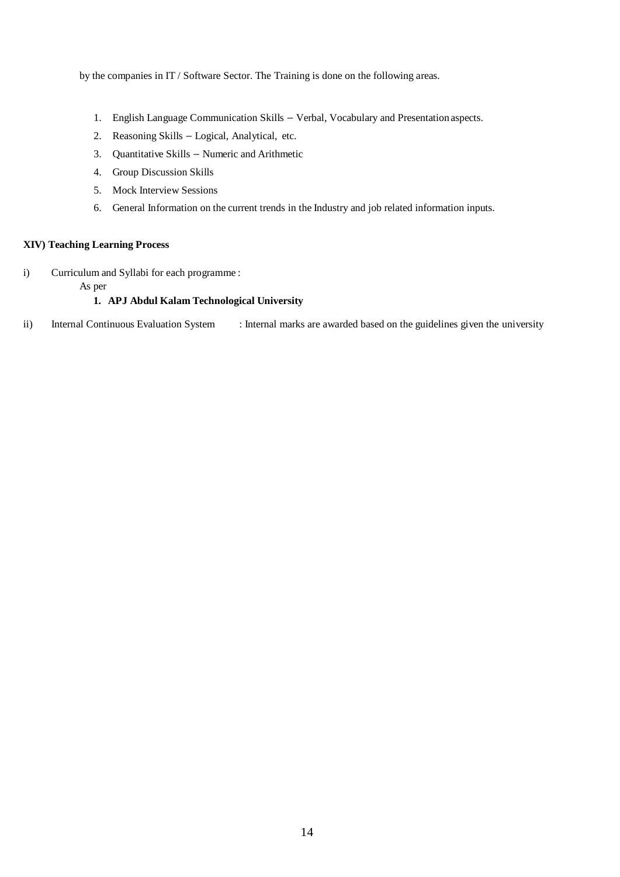by the companies in IT / Software Sector. The Training is done on the following areas.

1. English Language Communication Skills – Verbal, Vocabulary and Presentation aspects.
2. Reasoning Skills – Logical, Analytical, etc.
3. Quantitative Skills – Numeric and Arithmetic
4. Group Discussion Skills
5. Mock Interview Sessions
6. General Information on the current trends in the Industry and job related information inputs.

**XIV) Teaching Learning Process**

i) Curriculum and Syllabi for each programme :
   As per
   1. **APJ Abdul Kalam Technological University**

ii) Internal Continuous Evaluation System : Internal marks are awarded based on the guidelines given the university